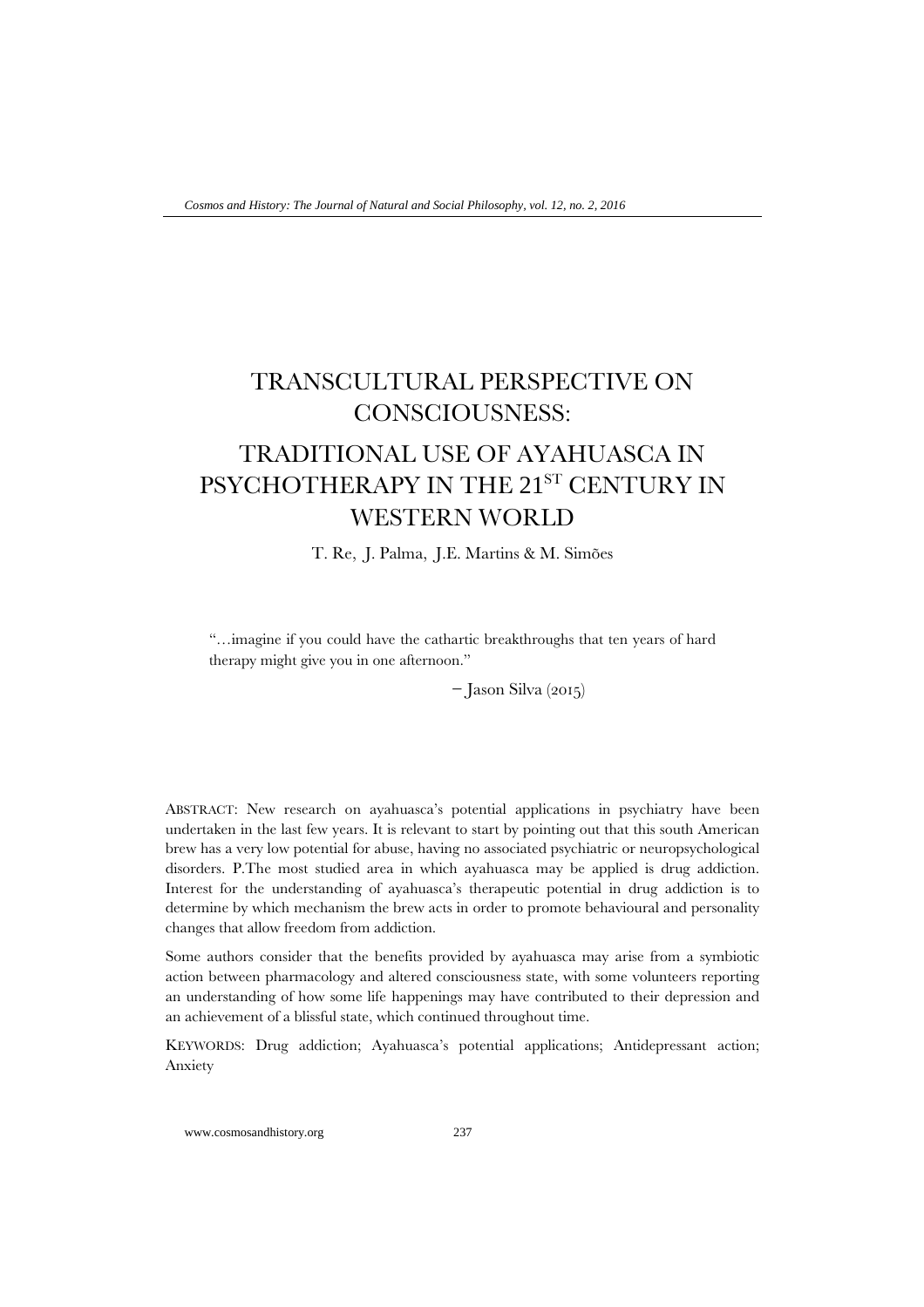# TRANSCULTURAL PERSPECTIVE ON CONSCIOUSNESS:

# TRADITIONAL USE OF AYAHUASCA IN PSYCHOTHERAPY IN THE 21$^{ST}$ CENTURY IN WESTERN WORLD

T. Re, J. Palma, J.E. Martins & M. Simões

> "…imagine if you could have the cathartic breakthroughs that ten years of hard therapy might give you in one afternoon."
>
> – Jason Silva (2015)

ABSTRACT: New research on ayahuasca's potential applications in psychiatry have been undertaken in the last few years. It is relevant to start by pointing out that this south American brew has a very low potential for abuse, having no associated psychiatric or neuropsychological disorders. P.The most studied area in which ayahuasca may be applied is drug addiction. Interest for the understanding of ayahuasca's therapeutic potential in drug addiction is to determine by which mechanism the brew acts in order to promote behavioural and personality changes that allow freedom from addiction.

Some authors consider that the benefits provided by ayahuasca may arise from a symbiotic action between pharmacology and altered consciousness state, with some volunteers reporting an understanding of how some life happenings may have contributed to their depression and an achievement of a blissful state, which continued throughout time.

KEYWORDS: Drug addiction; Ayahuasca's potential applications; Antidepressant action; Anxiety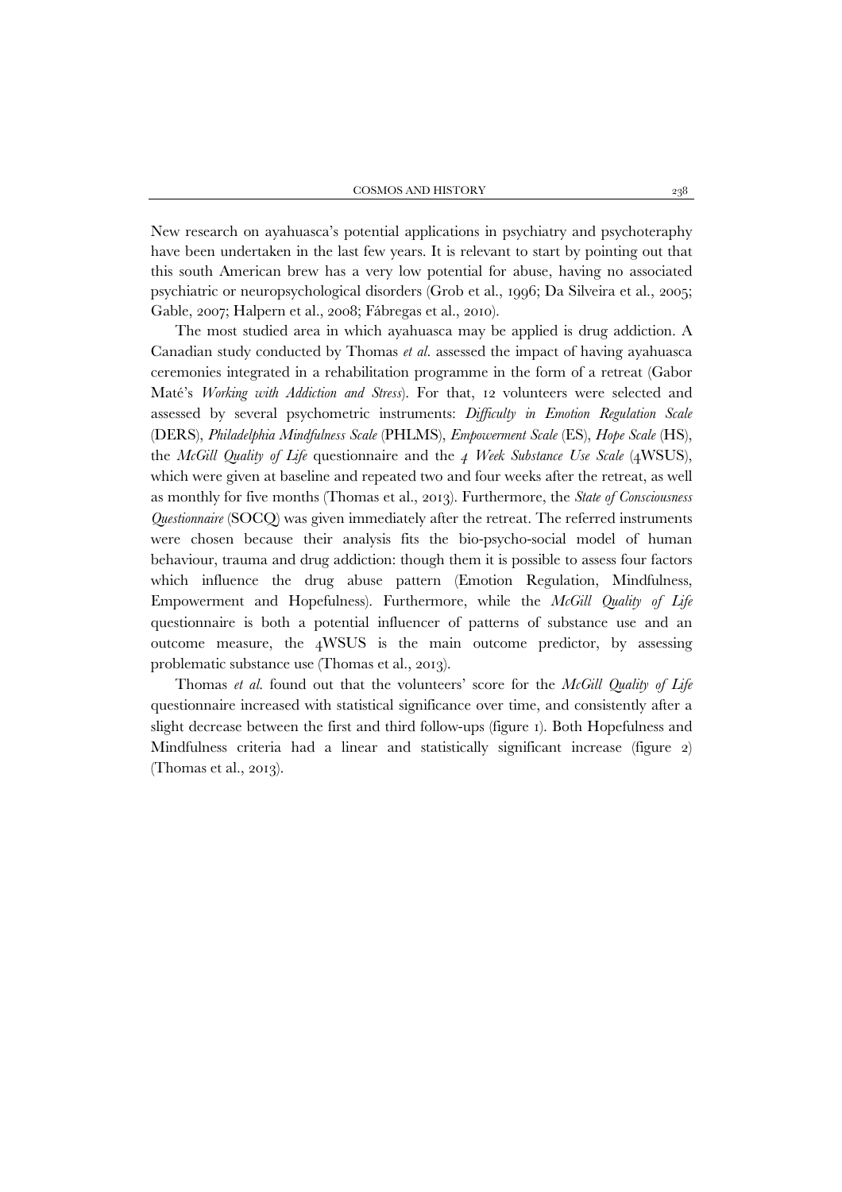New research on ayahuasca's potential applications in psychiatry and psychoteraphy have been undertaken in the last few years. It is relevant to start by pointing out that this south American brew has a very low potential for abuse, having no associated psychiatric or neuropsychological disorders (Grob et al., 1996; Da Silveira et al., 2005; Gable, 2007; Halpern et al., 2008; Fábregas et al., 2010).

The most studied area in which ayahuasca may be applied is drug addiction. A Canadian study conducted by Thomas *et al.* assessed the impact of having ayahuasca ceremonies integrated in a rehabilitation programme in the form of a retreat (Gabor Maté's *Working with Addiction and Stress*). For that, 12 volunteers were selected and assessed by several psychometric instruments: *Difficulty in Emotion Regulation Scale* (DERS), *Philadelphia Mindfulness Scale* (PHLMS), *Empowerment Scale* (ES), *Hope Scale* (HS), the *McGill Quality of Life* questionnaire and the *4 Week Substance Use Scale* (4WSUS), which were given at baseline and repeated two and four weeks after the retreat, as well as monthly for five months (Thomas et al., 2013). Furthermore, the *State of Consciousness Questionnaire* (SOCQ) was given immediately after the retreat. The referred instruments were chosen because their analysis fits the bio-psycho-social model of human behaviour, trauma and drug addiction: though them it is possible to assess four factors which influence the drug abuse pattern (Emotion Regulation, Mindfulness, Empowerment and Hopefulness). Furthermore, while the *McGill Quality of Life* questionnaire is both a potential influencer of patterns of substance use and an outcome measure, the 4WSUS is the main outcome predictor, by assessing problematic substance use (Thomas et al., 2013).

Thomas *et al.* found out that the volunteers' score for the *McGill Quality of Life* questionnaire increased with statistical significance over time, and consistently after a slight decrease between the first and third follow-ups (figure 1). Both Hopefulness and Mindfulness criteria had a linear and statistically significant increase (figure 2) (Thomas et al., 2013).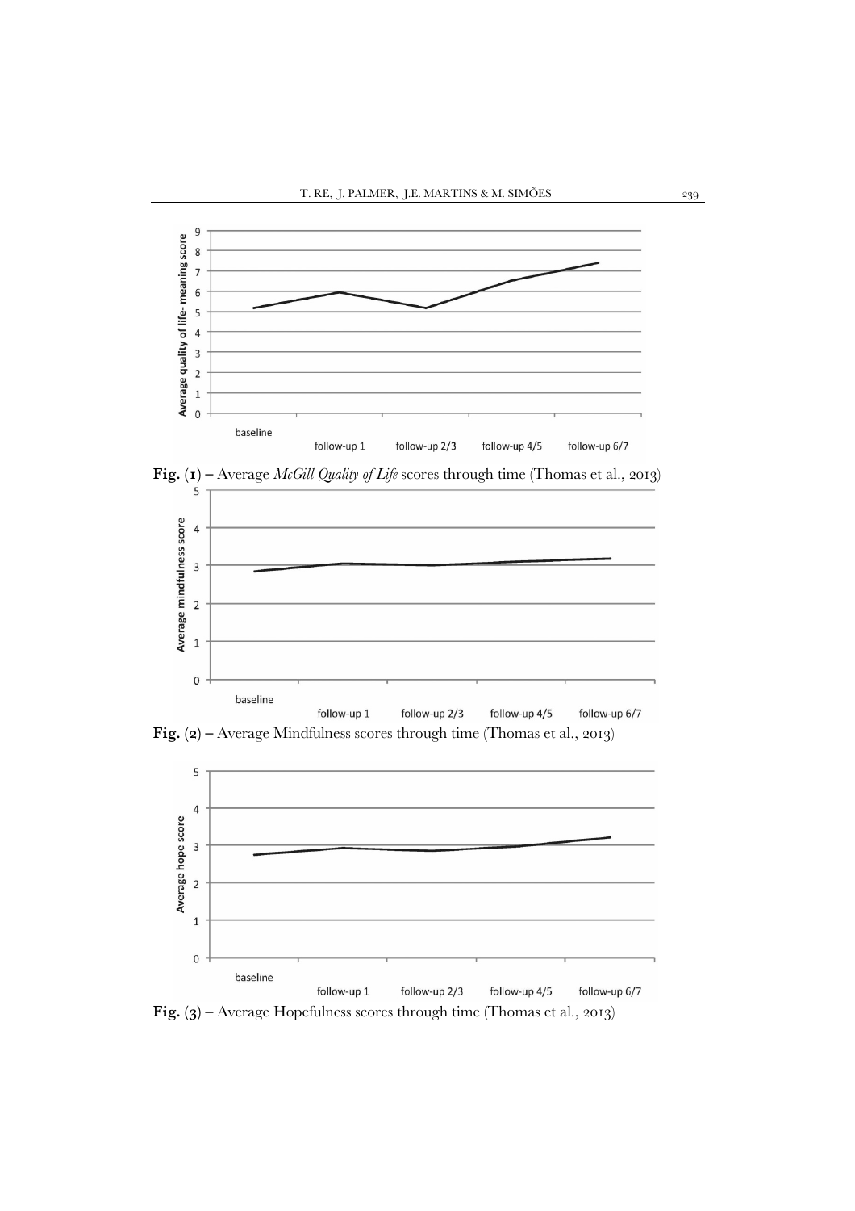**Fig. (1)** – Average *McGill Quality of Life* scores through time (Thomas et al., 2013)

**Fig. (2)** – Average Mindfulness scores through time (Thomas et al., 2013)

**Fig. (3)** – Average Hopefulness scores through time (Thomas et al., 2013)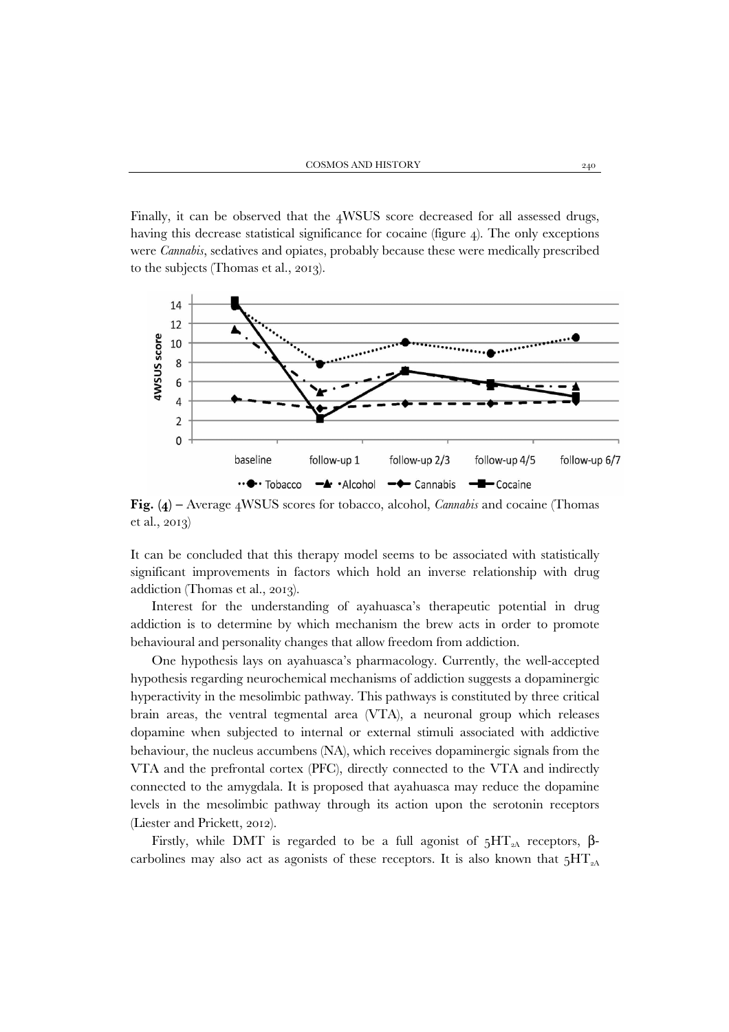Finally, it can be observed that the 4WSUS score decreased for all assessed drugs, having this decrease statistical significance for cocaine (figure 4). The only exceptions were *Cannabis*, sedatives and opiates, probably because these were medically prescribed to the subjects (Thomas et al., 2013).

**Fig. (4)** – Average 4WSUS scores for tobacco, alcohol, *Cannabis* and cocaine (Thomas et al., 2013)

It can be concluded that this therapy model seems to be associated with statistically significant improvements in factors which hold an inverse relationship with drug addiction (Thomas et al., 2013).

Interest for the understanding of ayahuasca's therapeutic potential in drug addiction is to determine by which mechanism the brew acts in order to promote behavioural and personality changes that allow freedom from addiction.

One hypothesis lays on ayahuasca's pharmacology. Currently, the well-accepted hypothesis regarding neurochemical mechanisms of addiction suggests a dopaminergic hyperactivity in the mesolimbic pathway. This pathways is constituted by three critical brain areas, the ventral tegmental area (VTA), a neuronal group which releases dopamine when subjected to internal or external stimuli associated with addictive behaviour, the nucleus accumbens (NA), which receives dopaminergic signals from the VTA and the prefrontal cortex (PFC), directly connected to the VTA and indirectly connected to the amygdala. It is proposed that ayahuasca may reduce the dopamine levels in the mesolimbic pathway through its action upon the serotonin receptors (Liester and Prickett, 2012).

Firstly, while DMT is regarded to be a full agonist of $5HT_{2A}$ receptors, β-carbolines may also act as agonists of these receptors. It is also known that $5HT_{2A}$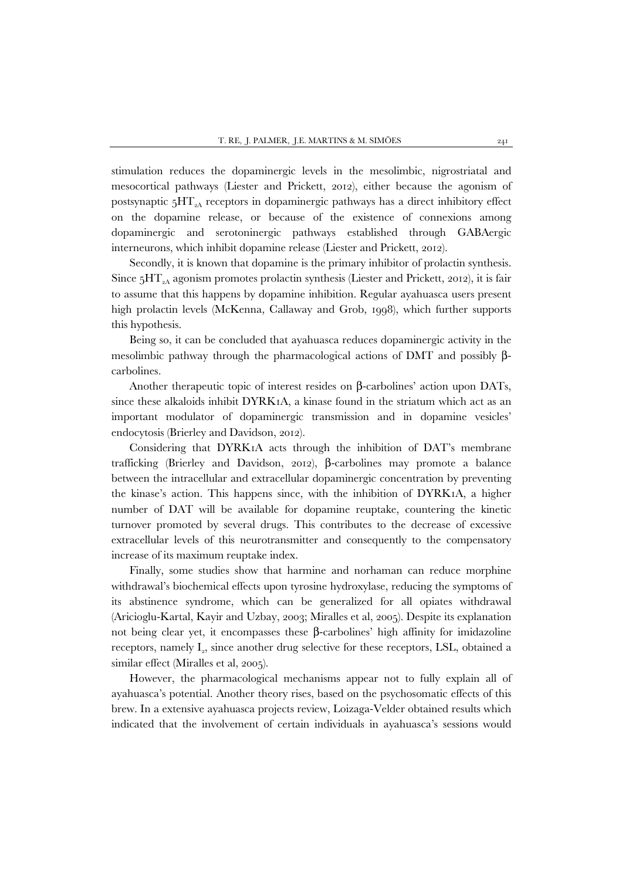stimulation reduces the dopaminergic levels in the mesolimbic, nigrostriatal and mesocortical pathways (Liester and Prickett, 2012), either because the agonism of postsynaptic $5HT_{2A}$ receptors in dopaminergic pathways has a direct inhibitory effect on the dopamine release, or because of the existence of connexions among dopaminergic and serotoninergic pathways established through GABAergic interneurons, which inhibit dopamine release (Liester and Prickett, 2012).

Secondly, it is known that dopamine is the primary inhibitor of prolactin synthesis. Since $5HT_{2A}$ agonism promotes prolactin synthesis (Liester and Prickett, 2012), it is fair to assume that this happens by dopamine inhibition. Regular ayahuasca users present high prolactin levels (McKenna, Callaway and Grob, 1998), which further supports this hypothesis.

Being so, it can be concluded that ayahuasca reduces dopaminergic activity in the mesolimbic pathway through the pharmacological actions of DMT and possibly β-carbolines.

Another therapeutic topic of interest resides on β-carbolines' action upon DATs, since these alkaloids inhibit DYRK1A, a kinase found in the striatum which act as an important modulator of dopaminergic transmission and in dopamine vesicles' endocytosis (Brierley and Davidson, 2012).

Considering that DYRK1A acts through the inhibition of DAT's membrane trafficking (Brierley and Davidson, 2012), β-carbolines may promote a balance between the intracellular and extracellular dopaminergic concentration by preventing the kinase's action. This happens since, with the inhibition of DYRK1A, a higher number of DAT will be available for dopamine reuptake, countering the kinetic turnover promoted by several drugs. This contributes to the decrease of excessive extracellular levels of this neurotransmitter and consequently to the compensatory increase of its maximum reuptake index.

Finally, some studies show that harmine and norhaman can reduce morphine withdrawal's biochemical effects upon tyrosine hydroxylase, reducing the symptoms of its abstinence syndrome, which can be generalized for all opiates withdrawal (Aricioglu-Kartal, Kayir and Uzbay, 2003; Miralles et al, 2005). Despite its explanation not being clear yet, it encompasses these β-carbolines' high affinity for imidazoline receptors, namely $I_2$, since another drug selective for these receptors, LSL, obtained a similar effect (Miralles et al, 2005).

However, the pharmacological mechanisms appear not to fully explain all of ayahuasca's potential. Another theory rises, based on the psychosomatic effects of this brew. In a extensive ayahuasca projects review, Loizaga-Velder obtained results which indicated that the involvement of certain individuals in ayahuasca's sessions would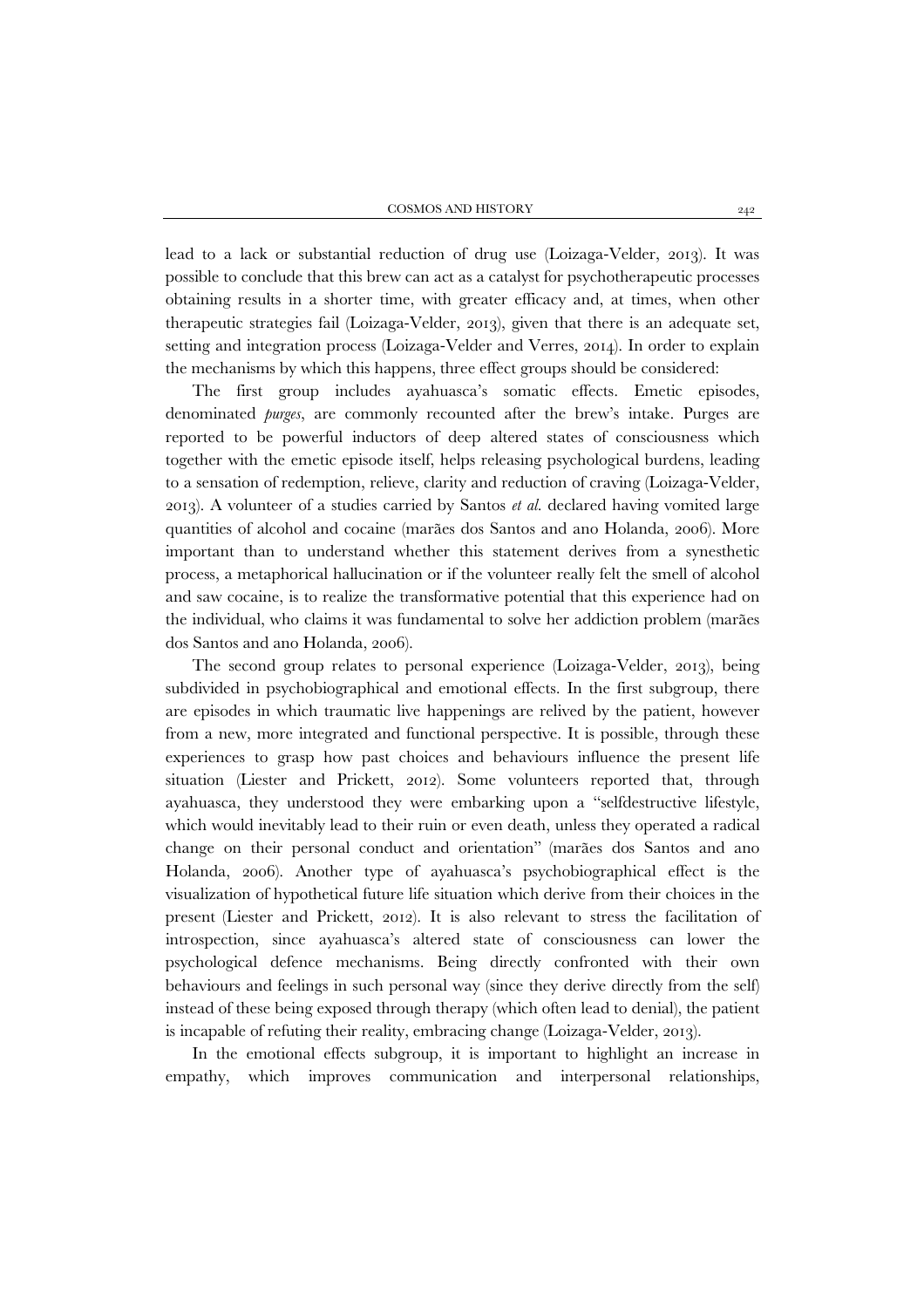lead to a lack or substantial reduction of drug use (Loizaga-Velder, 2013). It was possible to conclude that this brew can act as a catalyst for psychotherapeutic processes obtaining results in a shorter time, with greater efficacy and, at times, when other therapeutic strategies fail (Loizaga-Velder, 2013), given that there is an adequate set, setting and integration process (Loizaga-Velder and Verres, 2014). In order to explain the mechanisms by which this happens, three effect groups should be considered:

The first group includes ayahuasca's somatic effects. Emetic episodes, denominated *purges*, are commonly recounted after the brew's intake. Purges are reported to be powerful inductors of deep altered states of consciousness which together with the emetic episode itself, helps releasing psychological burdens, leading to a sensation of redemption, relieve, clarity and reduction of craving (Loizaga-Velder, 2013). A volunteer of a studies carried by Santos *et al.* declared having vomited large quantities of alcohol and cocaine (marães dos Santos and ano Holanda, 2006). More important than to understand whether this statement derives from a synesthetic process, a metaphorical hallucination or if the volunteer really felt the smell of alcohol and saw cocaine, is to realize the transformative potential that this experience had on the individual, who claims it was fundamental to solve her addiction problem (marães dos Santos and ano Holanda, 2006).

The second group relates to personal experience (Loizaga-Velder, 2013), being subdivided in psychobiographical and emotional effects. In the first subgroup, there are episodes in which traumatic live happenings are relived by the patient, however from a new, more integrated and functional perspective. It is possible, through these experiences to grasp how past choices and behaviours influence the present life situation (Liester and Prickett, 2012). Some volunteers reported that, through ayahuasca, they understood they were embarking upon a "selfdestructive lifestyle, which would inevitably lead to their ruin or even death, unless they operated a radical change on their personal conduct and orientation" (marães dos Santos and ano Holanda, 2006). Another type of ayahuasca's psychobiographical effect is the visualization of hypothetical future life situation which derive from their choices in the present (Liester and Prickett, 2012). It is also relevant to stress the facilitation of introspection, since ayahuasca's altered state of consciousness can lower the psychological defence mechanisms. Being directly confronted with their own behaviours and feelings in such personal way (since they derive directly from the self) instead of these being exposed through therapy (which often lead to denial), the patient is incapable of refuting their reality, embracing change (Loizaga-Velder, 2013).

In the emotional effects subgroup, it is important to highlight an increase in empathy, which improves communication and interpersonal relationships,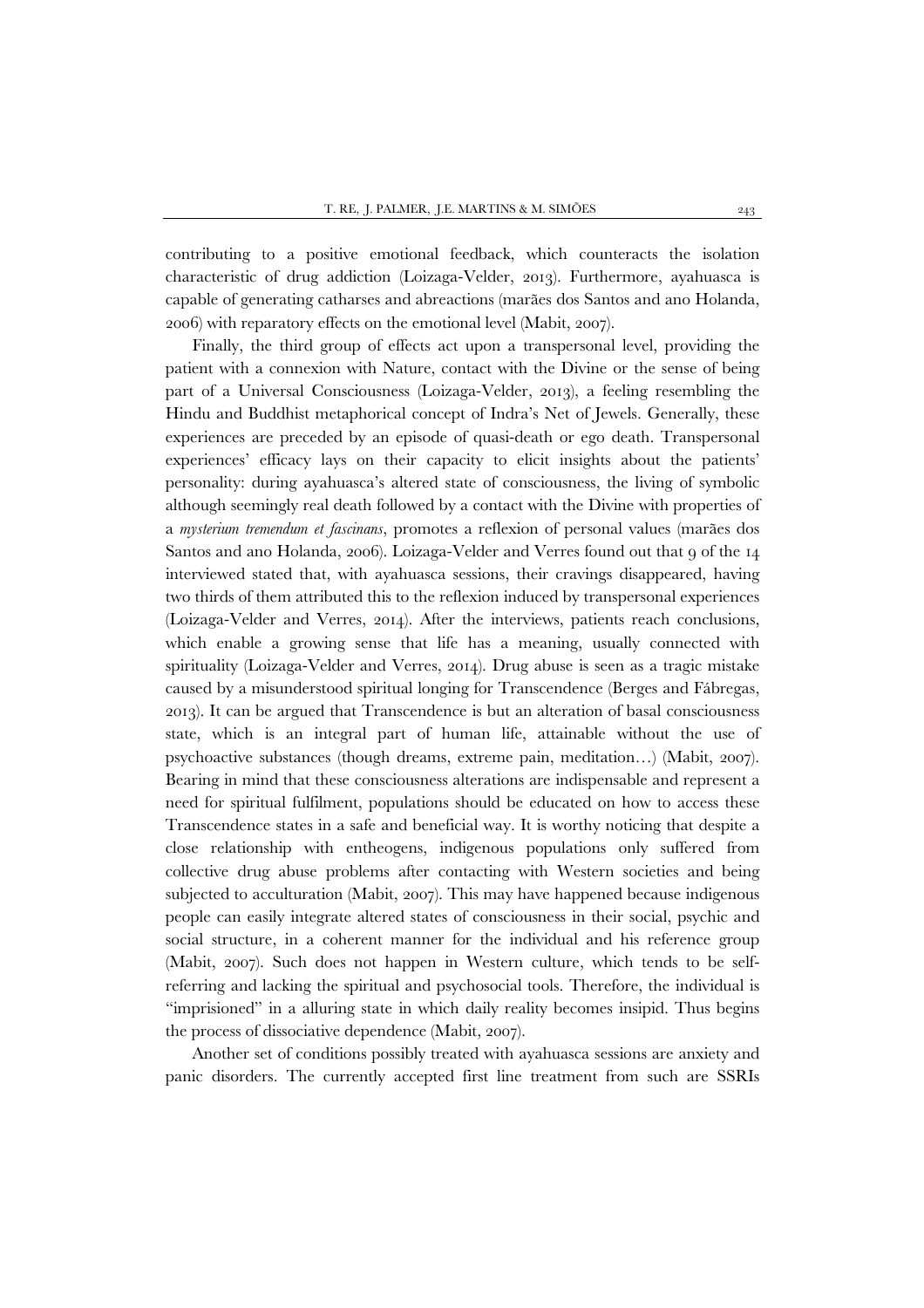contributing to a positive emotional feedback, which counteracts the isolation characteristic of drug addiction (Loizaga-Velder, 2013). Furthermore, ayahuasca is capable of generating catharses and abreactions (marães dos Santos and ano Holanda, 2006) with reparatory effects on the emotional level (Mabit, 2007).

Finally, the third group of effects act upon a transpersonal level, providing the patient with a connexion with Nature, contact with the Divine or the sense of being part of a Universal Consciousness (Loizaga-Velder, 2013), a feeling resembling the Hindu and Buddhist metaphorical concept of Indra's Net of Jewels. Generally, these experiences are preceded by an episode of quasi-death or ego death. Transpersonal experiences' efficacy lays on their capacity to elicit insights about the patients' personality: during ayahuasca's altered state of consciousness, the living of symbolic although seemingly real death followed by a contact with the Divine with properties of a *mysterium tremendum et fascinans*, promotes a reflexion of personal values (marães dos Santos and ano Holanda, 2006). Loizaga-Velder and Verres found out that 9 of the 14 interviewed stated that, with ayahuasca sessions, their cravings disappeared, having two thirds of them attributed this to the reflexion induced by transpersonal experiences (Loizaga-Velder and Verres, 2014). After the interviews, patients reach conclusions, which enable a growing sense that life has a meaning, usually connected with spirituality (Loizaga-Velder and Verres, 2014). Drug abuse is seen as a tragic mistake caused by a misunderstood spiritual longing for Transcendence (Berges and Fábregas, 2013). It can be argued that Transcendence is but an alteration of basal consciousness state, which is an integral part of human life, attainable without the use of psychoactive substances (though dreams, extreme pain, meditation…) (Mabit, 2007). Bearing in mind that these consciousness alterations are indispensable and represent a need for spiritual fulfilment, populations should be educated on how to access these Transcendence states in a safe and beneficial way. It is worthy noticing that despite a close relationship with entheogens, indigenous populations only suffered from collective drug abuse problems after contacting with Western societies and being subjected to acculturation (Mabit, 2007). This may have happened because indigenous people can easily integrate altered states of consciousness in their social, psychic and social structure, in a coherent manner for the individual and his reference group (Mabit, 2007). Such does not happen in Western culture, which tends to be self-referring and lacking the spiritual and psychosocial tools. Therefore, the individual is "imprisioned" in a alluring state in which daily reality becomes insipid. Thus begins the process of dissociative dependence (Mabit, 2007).

Another set of conditions possibly treated with ayahuasca sessions are anxiety and panic disorders. The currently accepted first line treatment from such are SSRIs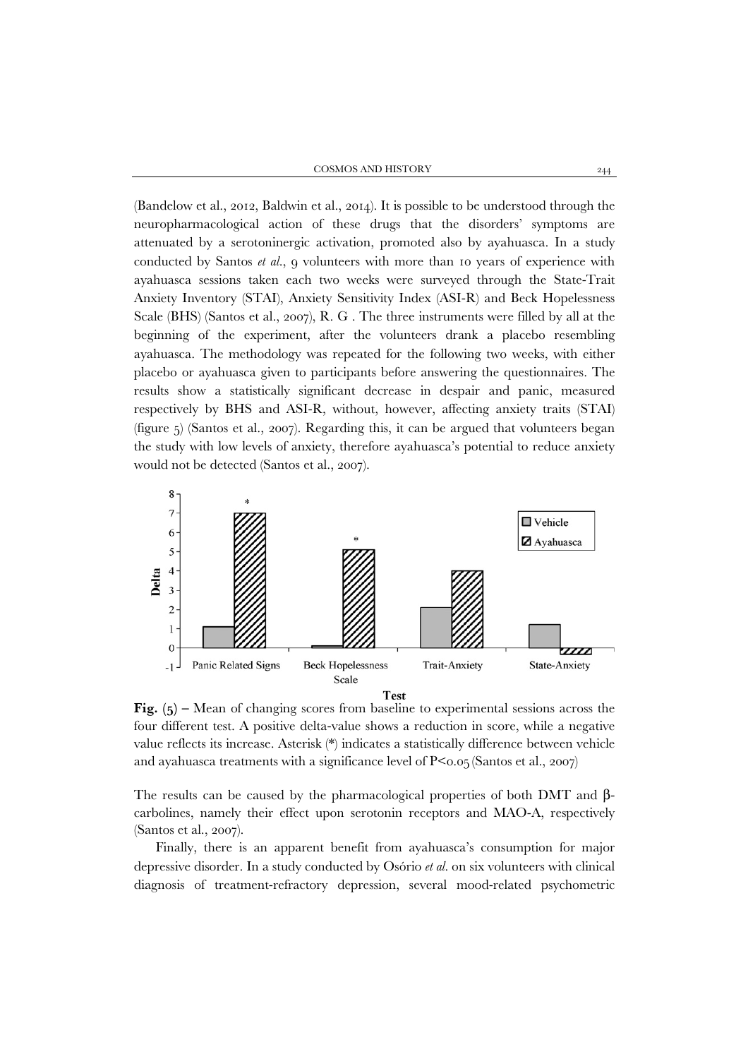(Bandelow et al., 2012, Baldwin et al., 2014). It is possible to be understood through the neuropharmacological action of these drugs that the disorders' symptoms are attenuated by a serotoninergic activation, promoted also by ayahuasca. In a study conducted by Santos *et al.*, 9 volunteers with more than 10 years of experience with ayahuasca sessions taken each two weeks were surveyed through the State-Trait Anxiety Inventory (STAI), Anxiety Sensitivity Index (ASI-R) and Beck Hopelessness Scale (BHS) (Santos et al., 2007), R. G . The three instruments were filled by all at the beginning of the experiment, after the volunteers drank a placebo resembling ayahuasca. The methodology was repeated for the following two weeks, with either placebo or ayahuasca given to participants before answering the questionnaires. The results show a statistically significant decrease in despair and panic, measured respectively by BHS and ASI-R, without, however, affecting anxiety traits (STAI) (figure 5) (Santos et al., 2007). Regarding this, it can be argued that volunteers began the study with low levels of anxiety, therefore ayahuasca's potential to reduce anxiety would not be detected (Santos et al., 2007).

**Fig.** (5) – Mean of changing scores from baseline to experimental sessions across the four different test. A positive delta-value shows a reduction in score, while a negative value reflects its increase. Asterisk (*) indicates a statistically difference between vehicle and ayahuasca treatments with a significance level of $P<0.05$ (Santos et al., 2007)

The results can be caused by the pharmacological properties of both DMT and β-carbolines, namely their effect upon serotonin receptors and MAO-A, respectively (Santos et al., 2007).

Finally, there is an apparent benefit from ayahuasca's consumption for major depressive disorder. In a study conducted by Osório *et al.* on six volunteers with clinical diagnosis of treatment-refractory depression, several mood-related psychometric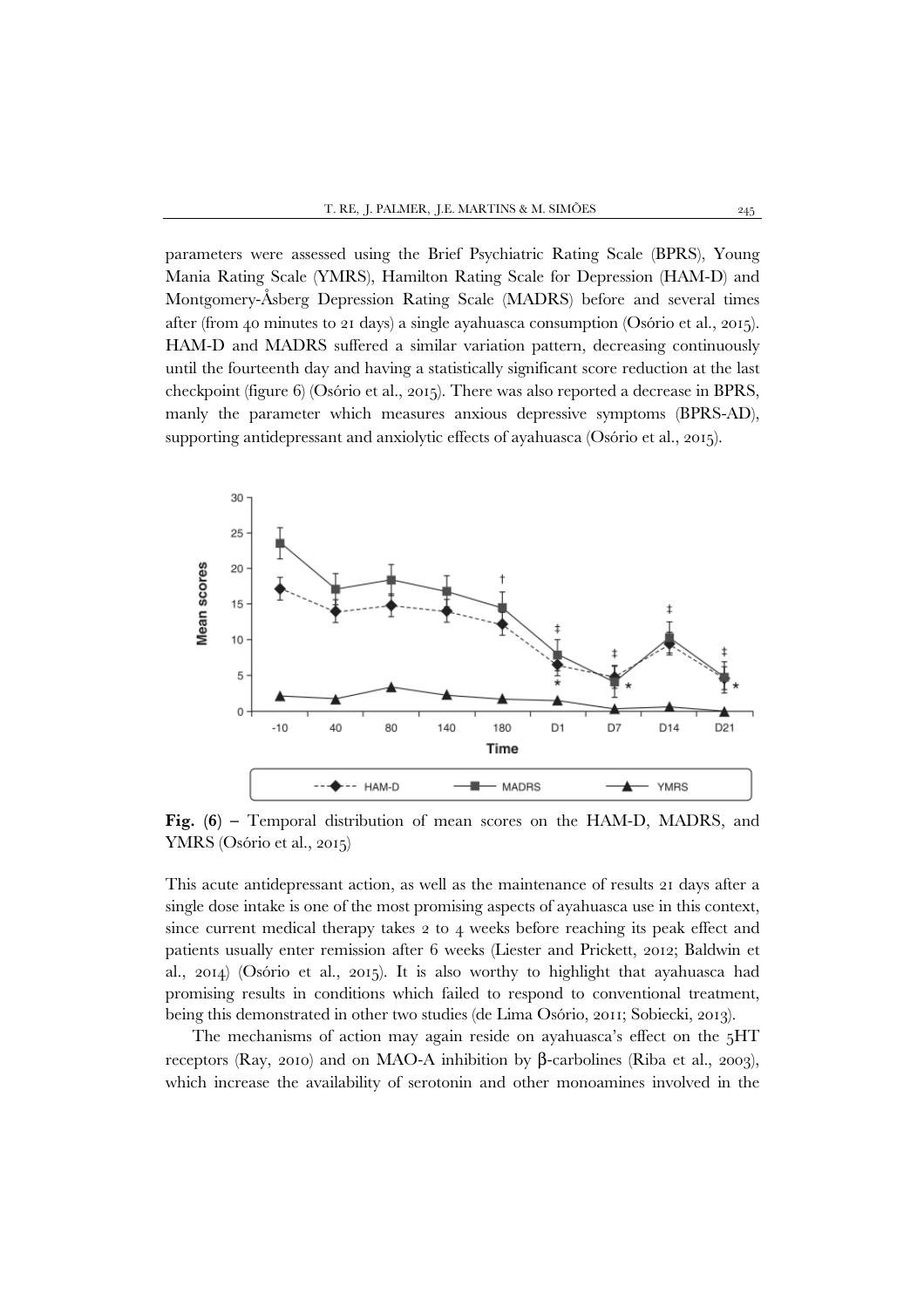parameters were assessed using the Brief Psychiatric Rating Scale (BPRS), Young Mania Rating Scale (YMRS), Hamilton Rating Scale for Depression (HAM-D) and Montgomery-Åsberg Depression Rating Scale (MADRS) before and several times after (from 40 minutes to 21 days) a single ayahuasca consumption (Osório et al., 2015). HAM-D and MADRS suffered a similar variation pattern, decreasing continuously until the fourteenth day and having a statistically significant score reduction at the last checkpoint (figure 6) (Osório et al., 2015). There was also reported a decrease in BPRS, manly the parameter which measures anxious depressive symptoms (BPRS-AD), supporting antidepressant and anxiolytic effects of ayahuasca (Osório et al., 2015).

**Fig. (6)** – Temporal distribution of mean scores on the HAM-D, MADRS, and YMRS (Osório et al., 2015)

This acute antidepressant action, as well as the maintenance of results 21 days after a single dose intake is one of the most promising aspects of ayahuasca use in this context, since current medical therapy takes 2 to 4 weeks before reaching its peak effect and patients usually enter remission after 6 weeks (Liester and Prickett, 2012; Baldwin et al., 2014) (Osório et al., 2015). It is also worthy to highlight that ayahuasca had promising results in conditions which failed to respond to conventional treatment, being this demonstrated in other two studies (de Lima Osório, 2011; Sobiecki, 2013).

The mechanisms of action may again reside on ayahuasca's effect on the 5HT receptors (Ray, 2010) and on MAO-A inhibition by β-carbolines (Riba et al., 2003), which increase the availability of serotonin and other monoamines involved in the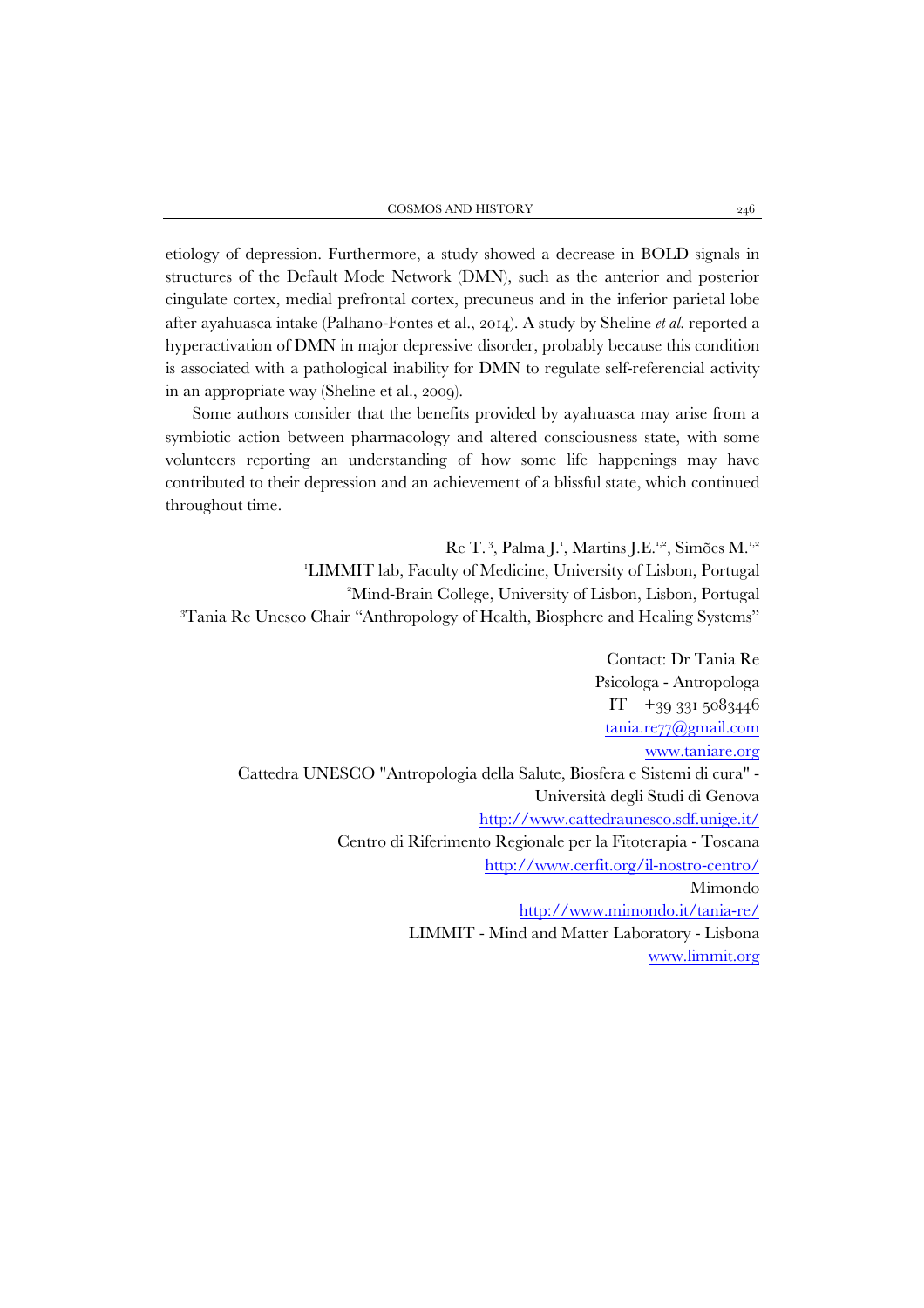etiology of depression. Furthermore, a study showed a decrease in BOLD signals in structures of the Default Mode Network (DMN), such as the anterior and posterior cingulate cortex, medial prefrontal cortex, precuneus and in the inferior parietal lobe after ayahuasca intake (Palhano-Fontes et al., 2014). A study by Sheline *et al.* reported a hyperactivation of DMN in major depressive disorder, probably because this condition is associated with a pathological inability for DMN to regulate self-referencial activity in an appropriate way (Sheline et al., 2009).

Some authors consider that the benefits provided by ayahuasca may arise from a symbiotic action between pharmacology and altered consciousness state, with some volunteers reporting an understanding of how some life happenings may have contributed to their depression and an achievement of a blissful state, which continued throughout time.

Re T.[3], Palma J.[1], Martins J.E.[1,2], Simões M.[1,2]
[1]LIMMIT lab, Faculty of Medicine, University of Lisbon, Portugal
[2]Mind-Brain College, University of Lisbon, Lisbon, Portugal
[3]Tania Re Unesco Chair "Anthropology of Health, Biosphere and Healing Systems"

Contact: Dr Tania Re
Psicologa - Antropologa
IT +39 331 5083446
tania.re77@gmail.com
www.taniare.org
Cattedra UNESCO "Antropologia della Salute, Biosfera e Sistemi di cura" - Università degli Studi di Genova
http://www.cattedraunesco.sdf.unige.it/
Centro di Riferimento Regionale per la Fitoterapia - Toscana
http://www.cerfit.org/il-nostro-centro/
Mimondo
http://www.mimondo.it/tania-re/
LIMMIT - Mind and Matter Laboratory - Lisbona
www.limmit.org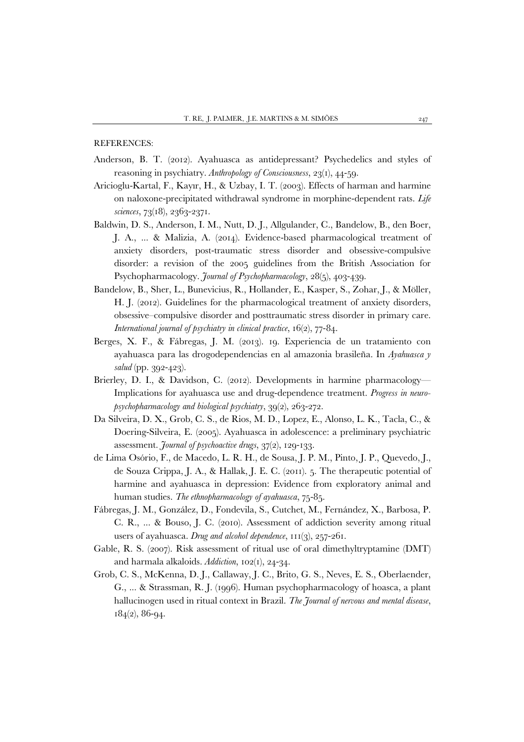REFERENCES:

Anderson, B. T. (2012). Ayahuasca as antidepressant? Psychedelics and styles of reasoning in psychiatry. *Anthropology of Consciousness*, 23(1), 44-59.

Aricioglu-Kartal, F., Kayır, H., & Uzbay, I. T. (2003). Effects of harman and harmine on naloxone-precipitated withdrawal syndrome in morphine-dependent rats. *Life sciences*, 73(18), 2363-2371.

Baldwin, D. S., Anderson, I. M., Nutt, D. J., Allgulander, C., Bandelow, B., den Boer, J. A., ... & Malizia, A. (2014). Evidence-based pharmacological treatment of anxiety disorders, post-traumatic stress disorder and obsessive-compulsive disorder: a revision of the 2005 guidelines from the British Association for Psychopharmacology. *Journal of Psychopharmacology*, 28(5), 403-439.

Bandelow, B., Sher, L., Bunevicius, R., Hollander, E., Kasper, S., Zohar, J., & Möller, H. J. (2012). Guidelines for the pharmacological treatment of anxiety disorders, obsessive–compulsive disorder and posttraumatic stress disorder in primary care. *International journal of psychiatry in clinical practice*, 16(2), 77-84.

Berges, X. F., & Fábregas, J. M. (2013). 19. Experiencia de un tratamiento con ayahuasca para las drogodependencias en al amazonia brasileña. In *Ayahuasca y salud* (pp. 392-423).

Brierley, D. I., & Davidson, C. (2012). Developments in harmine pharmacology—Implications for ayahuasca use and drug-dependence treatment. *Progress in neuro-psychopharmacology and biological psychiatry*, 39(2), 263-272.

Da Silveira, D. X., Grob, C. S., de Rios, M. D., Lopez, E., Alonso, L. K., Tacla, C., & Doering-Silveira, E. (2005). Ayahuasca in adolescence: a preliminary psychiatric assessment. *Journal of psychoactive drugs*, 37(2), 129-133.

de Lima Osório, F., de Macedo, L. R. H., de Sousa, J. P. M., Pinto, J. P., Quevedo, J., de Souza Crippa, J. A., & Hallak, J. E. C. (2011). 5. The therapeutic potential of harmine and ayahuasca in depression: Evidence from exploratory animal and human studies. *The ethnopharmacology of ayahuasca*, 75-85.

Fábregas, J. M., González, D., Fondevila, S., Cutchet, M., Fernández, X., Barbosa, P. C. R., ... & Bouso, J. C. (2010). Assessment of addiction severity among ritual users of ayahuasca. *Drug and alcohol dependence*, 111(3), 257-261.

Gable, R. S. (2007). Risk assessment of ritual use of oral dimethyltryptamine (DMT) and harmala alkaloids. *Addiction*, 102(1), 24-34.

Grob, C. S., McKenna, D. J., Callaway, J. C., Brito, G. S., Neves, E. S., Oberlaender, G., ... & Strassman, R. J. (1996). Human psychopharmacology of hoasca, a plant hallucinogen used in ritual context in Brazil. *The Journal of nervous and mental disease*, 184(2), 86-94.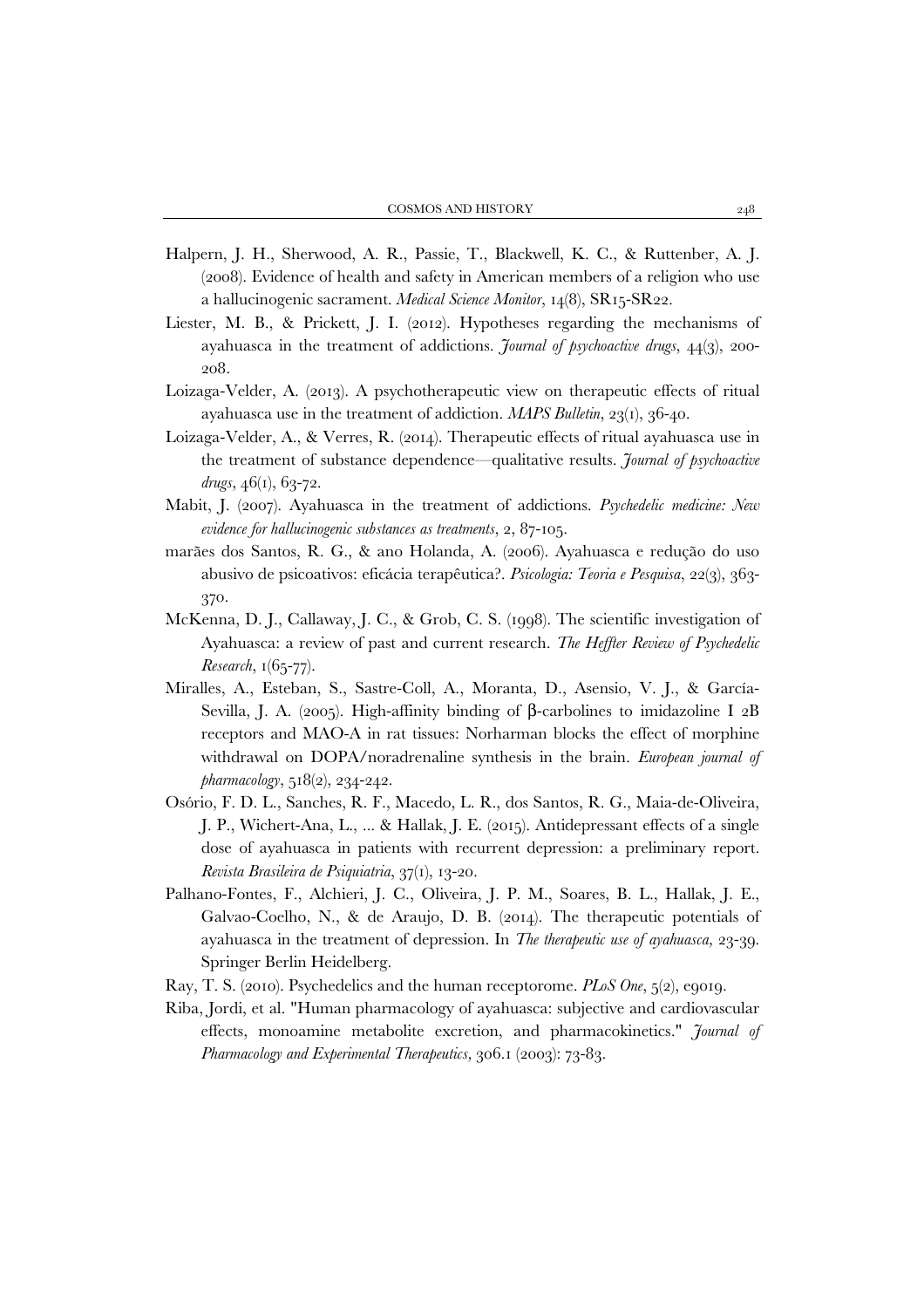Halpern, J. H., Sherwood, A. R., Passie, T., Blackwell, K. C., & Ruttenber, A. J. (2008). Evidence of health and safety in American members of a religion who use a hallucinogenic sacrament. *Medical Science Monitor*, 14(8), SR15-SR22.

Liester, M. B., & Prickett, J. I. (2012). Hypotheses regarding the mechanisms of ayahuasca in the treatment of addictions. *Journal of psychoactive drugs*, 44(3), 200-208.

Loizaga-Velder, A. (2013). A psychotherapeutic view on therapeutic effects of ritual ayahuasca use in the treatment of addiction. *MAPS Bulletin*, 23(1), 36-40.

Loizaga-Velder, A., & Verres, R. (2014). Therapeutic effects of ritual ayahuasca use in the treatment of substance dependence—qualitative results. *Journal of psychoactive drugs*, 46(1), 63-72.

Mabit, J. (2007). Ayahuasca in the treatment of addictions. *Psychedelic medicine: New evidence for hallucinogenic substances as treatments*, 2, 87-105.

marães dos Santos, R. G., & ano Holanda, A. (2006). Ayahuasca e redução do uso abusivo de psicoativos: eficácia terapêutica?. *Psicologia: Teoria e Pesquisa*, 22(3), 363-370.

McKenna, D. J., Callaway, J. C., & Grob, C. S. (1998). The scientific investigation of Ayahuasca: a review of past and current research. *The Heffter Review of Psychedelic Research*, 1(65-77).

Miralles, A., Esteban, S., Sastre-Coll, A., Moranta, D., Asensio, V. J., & García-Sevilla, J. A. (2005). High-affinity binding of β-carbolines to imidazoline I 2B receptors and MAO-A in rat tissues: Norharman blocks the effect of morphine withdrawal on DOPA/noradrenaline synthesis in the brain. *European journal of pharmacology*, 518(2), 234-242.

Osório, F. D. L., Sanches, R. F., Macedo, L. R., dos Santos, R. G., Maia-de-Oliveira, J. P., Wichert-Ana, L., ... & Hallak, J. E. (2015). Antidepressant effects of a single dose of ayahuasca in patients with recurrent depression: a preliminary report. *Revista Brasileira de Psiquiatria*, 37(1), 13-20.

Palhano-Fontes, F., Alchieri, J. C., Oliveira, J. P. M., Soares, B. L., Hallak, J. E., Galvao-Coelho, N., & de Araujo, D. B. (2014). The therapeutic potentials of ayahuasca in the treatment of depression. In *The therapeutic use of ayahuasca*, 23-39. Springer Berlin Heidelberg.

Ray, T. S. (2010). Psychedelics and the human receptorome. *PLoS One*, 5(2), e9019.

Riba, Jordi, et al. "Human pharmacology of ayahuasca: subjective and cardiovascular effects, monoamine metabolite excretion, and pharmacokinetics." *Journal of Pharmacology and Experimental Therapeutics*, 306.1 (2003): 73-83.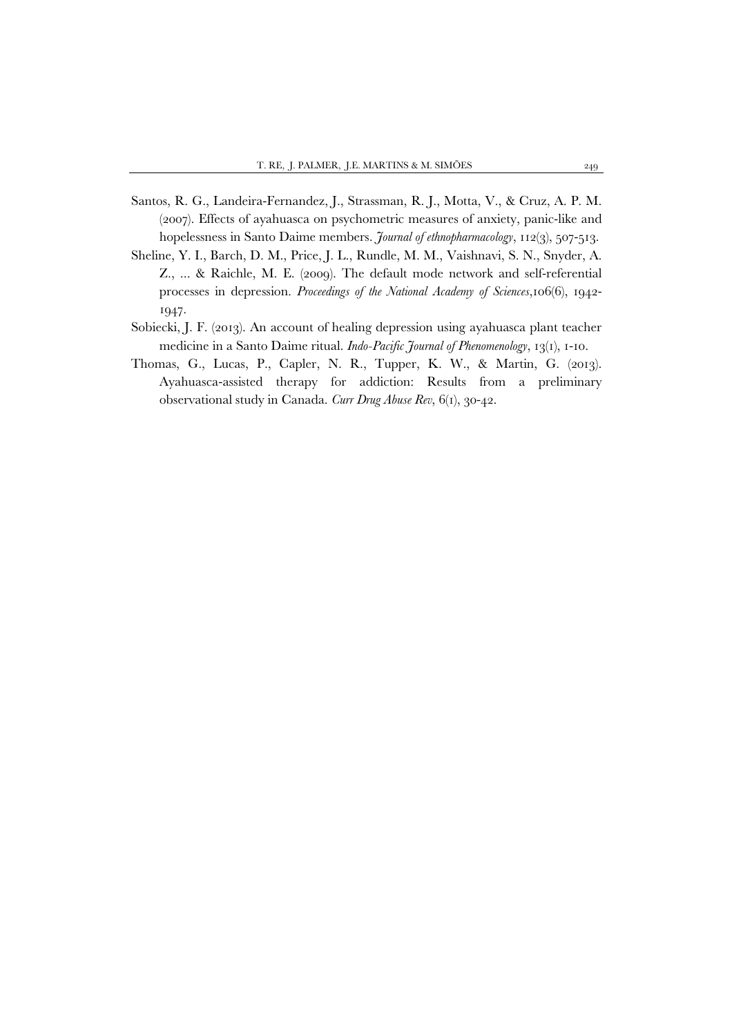Santos, R. G., Landeira-Fernandez, J., Strassman, R. J., Motta, V., & Cruz, A. P. M. (2007). Effects of ayahuasca on psychometric measures of anxiety, panic-like and hopelessness in Santo Daime members. *Journal of ethnopharmacology*, 112(3), 507-513.

Sheline, Y. I., Barch, D. M., Price, J. L., Rundle, M. M., Vaishnavi, S. N., Snyder, A. Z., ... & Raichle, M. E. (2009). The default mode network and self-referential processes in depression. *Proceedings of the National Academy of Sciences*,106(6), 1942-1947.

Sobiecki, J. F. (2013). An account of healing depression using ayahuasca plant teacher medicine in a Santo Daime ritual. *Indo-Pacific Journal of Phenomenology*, 13(1), 1-10.

Thomas, G., Lucas, P., Capler, N. R., Tupper, K. W., & Martin, G. (2013). Ayahuasca-assisted therapy for addiction: Results from a preliminary observational study in Canada. *Curr Drug Abuse Rev*, 6(1), 30-42.